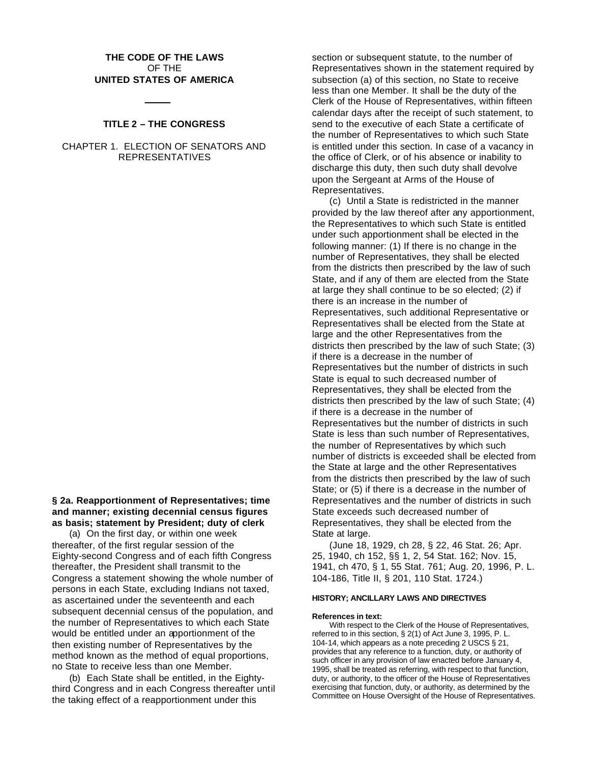**THE CODE OF THE LAWS**
OF THE
**UNITED STATES OF AMERICA**

---

**TITLE 2 – THE CONGRESS**

CHAPTER 1. ELECTION OF SENATORS AND REPRESENTATIVES

### § 2a. Reapportionment of Representatives; time and manner; existing decennial census figures as basis; statement by President; duty of clerk

(a) On the first day, or within one week thereafter, of the first regular session of the Eighty-second Congress and of each fifth Congress thereafter, the President shall transmit to the Congress a statement showing the whole number of persons in each State, excluding Indians not taxed, as ascertained under the seventeenth and each subsequent decennial census of the population, and the number of Representatives to which each State would be entitled under an apportionment of the then existing number of Representatives by the method known as the method of equal proportions, no State to receive less than one Member.

(b) Each State shall be entitled, in the Eighty-third Congress and in each Congress thereafter until the taking effect of a reapportionment under this section or subsequent statute, to the number of Representatives shown in the statement required by subsection (a) of this section, no State to receive less than one Member. It shall be the duty of the Clerk of the House of Representatives, within fifteen calendar days after the receipt of such statement, to send to the executive of each State a certificate of the number of Representatives to which such State is entitled under this section. In case of a vacancy in the office of Clerk, or of his absence or inability to discharge this duty, then such duty shall devolve upon the Sergeant at Arms of the House of Representatives.

(c) Until a State is redistricted in the manner provided by the law thereof after any apportionment, the Representatives to which such State is entitled under such apportionment shall be elected in the following manner: (1) If there is no change in the number of Representatives, they shall be elected from the districts then prescribed by the law of such State, and if any of them are elected from the State at large they shall continue to be so elected; (2) if there is an increase in the number of Representatives, such additional Representative or Representatives shall be elected from the State at large and the other Representatives from the districts then prescribed by the law of such State; (3) if there is a decrease in the number of Representatives but the number of districts in such State is equal to such decreased number of Representatives, they shall be elected from the districts then prescribed by the law of such State; (4) if there is a decrease in the number of Representatives but the number of districts in such State is less than such number of Representatives, the number of Representatives by which such number of districts is exceeded shall be elected from the State at large and the other Representatives from the districts then prescribed by the law of such State; or (5) if there is a decrease in the number of Representatives and the number of districts in such State exceeds such decreased number of Representatives, they shall be elected from the State at large.

(June 18, 1929, ch 28, § 22, 46 Stat. 26; Apr. 25, 1940, ch 152, §§ 1, 2, 54 Stat. 162; Nov. 15, 1941, ch 470, § 1, 55 Stat. 761; Aug. 20, 1996, P. L. 104-186, Title II, § 201, 110 Stat. 1724.)

#### HISTORY; ANCILLARY LAWS AND DIRECTIVES

**References in text:**

With respect to the Clerk of the House of Representatives, referred to in this section, § 2(1) of Act June 3, 1995, P. L. 104-14, which appears as a note preceding 2 USCS § 21, provides that any reference to a function, duty, or authority of such officer in any provision of law enacted before January 4, 1995, shall be treated as referring, with respect to that function, duty, or authority, to the officer of the House of Representatives exercising that function, duty, or authority, as determined by the Committee on House Oversight of the House of Representatives.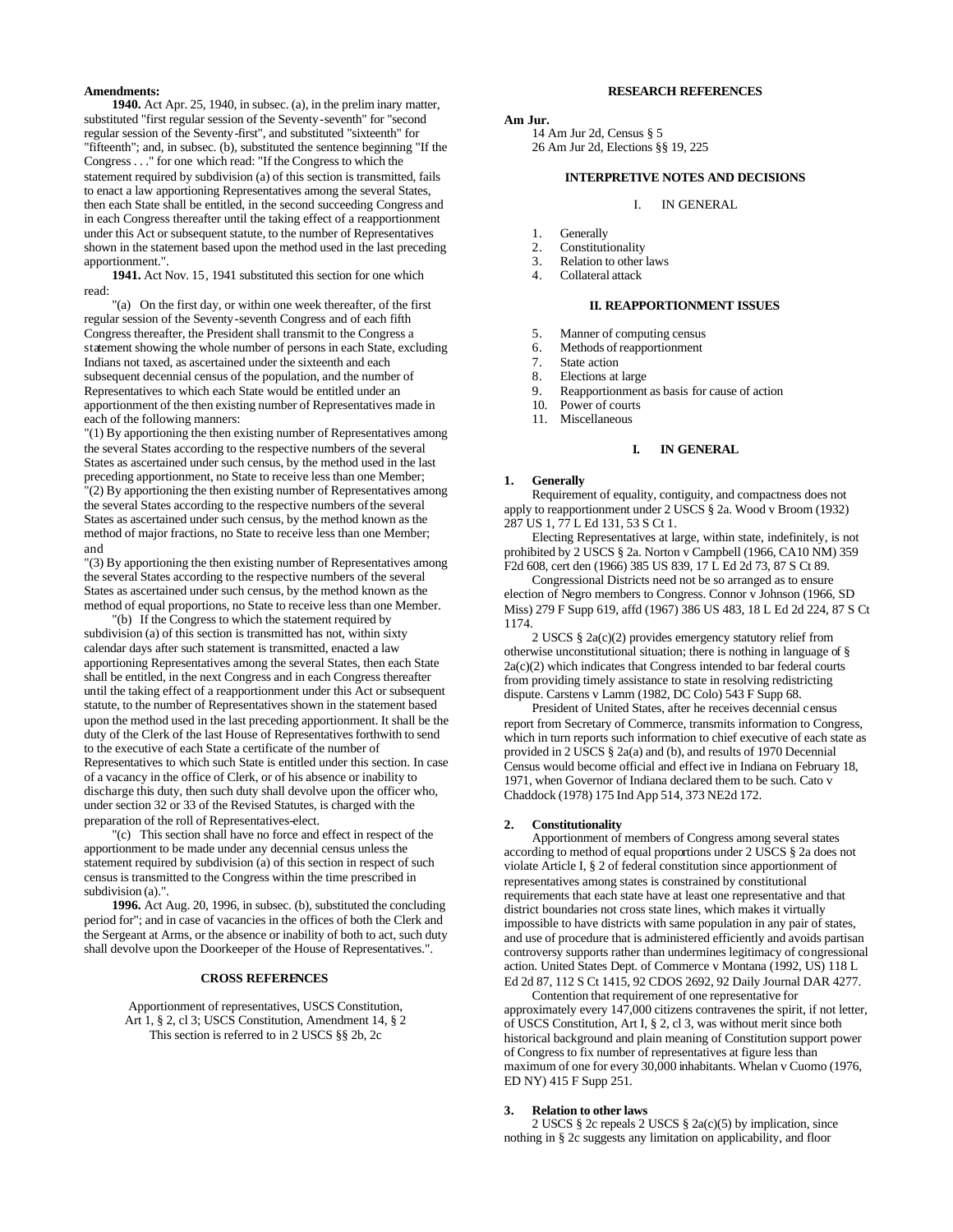**Amendments:**

**1940.** Act Apr. 25, 1940, in subsec. (a), in the preliminary matter, substituted "first regular session of the Seventy-seventh" for "second regular session of the Seventy-first", and substituted "sixteenth" for "fifteenth"; and, in subsec. (b), substituted the sentence beginning "If the Congress . . ." for one which read: "If the Congress to which the statement required by subdivision (a) of this section is transmitted, fails to enact a law apportioning Representatives among the several States, then each State shall be entitled, in the second succeeding Congress and in each Congress thereafter until the taking effect of a reapportionment under this Act or subsequent statute, to the number of Representatives shown in the statement based upon the method used in the last preceding apportionment.".

**1941.** Act Nov. 15, 1941 substituted this section for one which read:

"(a) On the first day, or within one week thereafter, of the first regular session of the Seventy-seventh Congress and of each fifth Congress thereafter, the President shall transmit to the Congress a statement showing the whole number of persons in each State, excluding Indians not taxed, as ascertained under the sixteenth and each subsequent decennial census of the population, and the number of Representatives to which each State would be entitled under an apportionment of the then existing number of Representatives made in each of the following manners:

"(1) By apportioning the then existing number of Representatives among the several States according to the respective numbers of the several States as ascertained under such census, by the method used in the last preceding apportionment, no State to receive less than one Member;

"(2) By apportioning the then existing number of Representatives among the several States according to the respective numbers of the several States as ascertained under such census, by the method known as the method of major fractions, no State to receive less than one Member; and

"(3) By apportioning the then existing number of Representatives among the several States according to the respective numbers of the several States as ascertained under such census, by the method known as the method of equal proportions, no State to receive less than one Member.

"(b) If the Congress to which the statement required by subdivision (a) of this section is transmitted has not, within sixty calendar days after such statement is transmitted, enacted a law apportioning Representatives among the several States, then each State shall be entitled, in the next Congress and in each Congress thereafter until the taking effect of a reapportionment under this Act or subsequent statute, to the number of Representatives shown in the statement based upon the method used in the last preceding apportionment. It shall be the duty of the Clerk of the last House of Representatives forthwith to send to the executive of each State a certificate of the number of Representatives to which such State is entitled under this section. In case of a vacancy in the office of Clerk, or of his absence or inability to discharge this duty, then such duty shall devolve upon the officer who, under section 32 or 33 of the Revised Statutes, is charged with the preparation of the roll of Representatives-elect.

"(c) This section shall have no force and effect in respect of the apportionment to be made under any decennial census unless the statement required by subdivision (a) of this section in respect of such census is transmitted to the Congress within the time prescribed in subdivision (a).".

**1996.** Act Aug. 20, 1996, in subsec. (b), substituted the concluding period for"; and in case of vacancies in the offices of both the Clerk and the Sergeant at Arms, or the absence or inability of both to act, such duty shall devolve upon the Doorkeeper of the House of Representatives.".

## CROSS REFERENCES

Apportionment of representatives, USCS Constitution, Art 1, § 2, cl 3; USCS Constitution, Amendment 14, § 2

This section is referred to in 2 USCS §§ 2b, 2c

## RESEARCH REFERENCES

**Am Jur.**

14 Am Jur 2d, Census § 5
26 Am Jur 2d, Elections §§ 19, 225

## INTERPRETIVE NOTES AND DECISIONS

### I. IN GENERAL

1. Generally
2. Constitutionality
3. Relation to other laws
4. Collateral attack

### II. REAPPORTIONMENT ISSUES

5. Manner of computing census
6. Methods of reapportionment
7. State action
8. Elections at large
9. Reapportionment as basis for cause of action
10. Power of courts
11. Miscellaneous

### I. IN GENERAL

**1. Generally**

Requirement of equality, contiguity, and compactness does not apply to reapportionment under 2 USCS § 2a. Wood v Broom (1932) 287 US 1, 77 L Ed 131, 53 S Ct 1.

Electing Representatives at large, within state, indefinitely, is not prohibited by 2 USCS § 2a. Norton v Campbell (1966, CA10 NM) 359 F2d 608, cert den (1966) 385 US 839, 17 L Ed 2d 73, 87 S Ct 89.

Congressional Districts need not be so arranged as to ensure election of Negro members to Congress. Connor v Johnson (1966, SD Miss) 279 F Supp 619, affd (1967) 386 US 483, 18 L Ed 2d 224, 87 S Ct 1174.

2 USCS § 2a(c)(2) provides emergency statutory relief from otherwise unconstitutional situation; there is nothing in language of § 2a(c)(2) which indicates that Congress intended to bar federal courts from providing timely assistance to state in resolving redistricting dispute. Carstens v Lamm (1982, DC Colo) 543 F Supp 68.

President of United States, after he receives decennial census report from Secretary of Commerce, transmits information to Congress, which in turn reports such information to chief executive of each state as provided in 2 USCS § 2a(a) and (b), and results of 1970 Decennial Census would become official and effective in Indiana on February 18, 1971, when Governor of Indiana declared them to be such. Cato v Chaddock (1978) 175 Ind App 514, 373 NE2d 172.

**2. Constitutionality**

Apportionment of members of Congress among several states according to method of equal proportions under 2 USCS § 2a does not violate Article I, § 2 of federal constitution since apportionment of representatives among states is constrained by constitutional requirements that each state have at least one representative and that district boundaries not cross state lines, which makes it virtually impossible to have districts with same population in any pair of states, and use of procedure that is administered efficiently and avoids partisan controversy supports rather than undermines legitimacy of congressional action. United States Dept. of Commerce v Montana (1992, US) 118 L Ed 2d 87, 112 S Ct 1415, 92 CDOS 2692, 92 Daily Journal DAR 4277.

Contention that requirement of one representative for approximately every 147,000 citizens contravenes the spirit, if not letter, of USCS Constitution, Art I, § 2, cl 3, was without merit since both historical background and plain meaning of Constitution support power of Congress to fix number of representatives at figure less than maximum of one for every 30,000 inhabitants. Whelan v Cuomo (1976, ED NY) 415 F Supp 251.

**3. Relation to other laws**

2 USCS § 2c repeals 2 USCS § 2a(c)(5) by implication, since nothing in § 2c suggests any limitation on applicability, and floor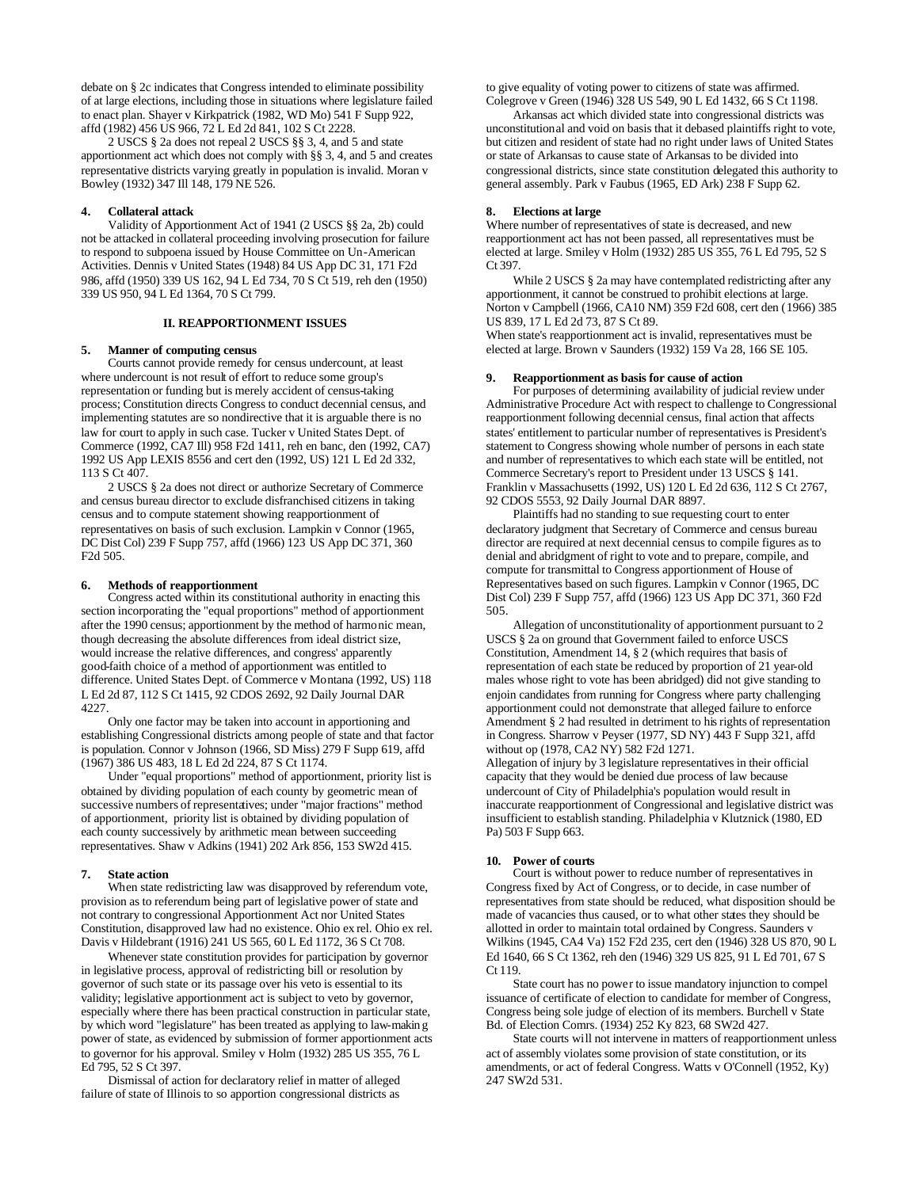debate on § 2c indicates that Congress intended to eliminate possibility of at large elections, including those in situations where legislature failed to enact plan. Shayer v Kirkpatrick (1982, WD Mo) 541 F Supp 922, affd (1982) 456 US 966, 72 L Ed 2d 841, 102 S Ct 2228.

2 USCS § 2a does not repeal 2 USCS §§ 3, 4, and 5 and state apportionment act which does not comply with §§ 3, 4, and 5 and creates representative districts varying greatly in population is invalid. Moran v Bowley (1932) 347 Ill 148, 179 NE 526.

#### 4. Collateral attack

Validity of Apportionment Act of 1941 (2 USCS §§ 2a, 2b) could not be attacked in collateral proceeding involving prosecution for failure to respond to subpoena issued by House Committee on Un-American Activities. Dennis v United States (1948) 84 US App DC 31, 171 F2d 986, affd (1950) 339 US 162, 94 L Ed 734, 70 S Ct 519, reh den (1950) 339 US 950, 94 L Ed 1364, 70 S Ct 799.

### II. REAPPORTIONMENT ISSUES

#### 5. Manner of computing census

Courts cannot provide remedy for census undercount, at least where undercount is not result of effort to reduce some group's representation or funding but is merely accident of census-taking process; Constitution directs Congress to conduct decennial census, and implementing statutes are so nondirective that it is arguable there is no law for court to apply in such case. Tucker v United States Dept. of Commerce (1992, CA7 Ill) 958 F2d 1411, reh en banc, den (1992, CA7) 1992 US App LEXIS 8556 and cert den (1992, US) 121 L Ed 2d 332, 113 S Ct 407.

2 USCS § 2a does not direct or authorize Secretary of Commerce and census bureau director to exclude disfranchised citizens in taking census and to compute statement showing reapportionment of representatives on basis of such exclusion. Lampkin v Connor (1965, DC Dist Col) 239 F Supp 757, affd (1966) 123 US App DC 371, 360 F2d 505.

#### 6. Methods of reapportionment

Congress acted within its constitutional authority in enacting this section incorporating the "equal proportions" method of apportionment after the 1990 census; apportionment by the method of harmonic mean, though decreasing the absolute differences from ideal district size, would increase the relative differences, and congress' apparently good-faith choice of a method of apportionment was entitled to difference. United States Dept. of Commerce v Montana (1992, US) 118 L Ed 2d 87, 112 S Ct 1415, 92 CDOS 2692, 92 Daily Journal DAR 4227.

Only one factor may be taken into account in apportioning and establishing Congressional districts among people of state and that factor is population. Connor v Johnson (1966, SD Miss) 279 F Supp 619, affd (1967) 386 US 483, 18 L Ed 2d 224, 87 S Ct 1174.

Under "equal proportions" method of apportionment, priority list is obtained by dividing population of each county by geometric mean of successive numbers of representatives; under "major fractions" method of apportionment, priority list is obtained by dividing population of each county successively by arithmetic mean between succeeding representatives. Shaw v Adkins (1941) 202 Ark 856, 153 SW2d 415.

#### 7. State action

When state redistricting law was disapproved by referendum vote, provision as to referendum being part of legislative power of state and not contrary to congressional Apportionment Act nor United States Constitution, disapproved law had no existence. Ohio ex rel. Ohio ex rel. Davis v Hildebrant (1916) 241 US 565, 60 L Ed 1172, 36 S Ct 708.

Whenever state constitution provides for participation by governor in legislative process, approval of redistricting bill or resolution by governor of such state or its passage over his veto is essential to its validity; legislative apportionment act is subject to veto by governor, especially where there has been practical construction in particular state, by which word "legislature" has been treated as applying to law-making power of state, as evidenced by submission of former apportionment acts to governor for his approval. Smiley v Holm (1932) 285 US 355, 76 L Ed 795, 52 S Ct 397.

Dismissal of action for declaratory relief in matter of alleged failure of state of Illinois to so apportion congressional districts as to give equality of voting power to citizens of state was affirmed. Colegrove v Green (1946) 328 US 549, 90 L Ed 1432, 66 S Ct 1198.

Arkansas act which divided state into congressional districts was unconstitutional and void on basis that it debased plaintiffs right to vote, but citizen and resident of state had no right under laws of United States or state of Arkansas to cause state of Arkansas to be divided into congressional districts, since state constitution delegated this authority to general assembly. Park v Faubus (1965, ED Ark) 238 F Supp 62.

#### 8. Elections at large

Where number of representatives of state is decreased, and new reapportionment act has not been passed, all representatives must be elected at large. Smiley v Holm (1932) 285 US 355, 76 L Ed 795, 52 S Ct 397.

While 2 USCS § 2a may have contemplated redistricting after any apportionment, it cannot be construed to prohibit elections at large. Norton v Campbell (1966, CA10 NM) 359 F2d 608, cert den (1966) 385 US 839, 17 L Ed 2d 73, 87 S Ct 89.

When state's reapportionment act is invalid, representatives must be elected at large. Brown v Saunders (1932) 159 Va 28, 166 SE 105.

#### 9. Reapportionment as basis for cause of action

For purposes of determining availability of judicial review under Administrative Procedure Act with respect to challenge to Congressional reapportionment following decennial census, final action that affects states' entitlement to particular number of representatives is President's statement to Congress showing whole number of persons in each state and number of representatives to which each state will be entitled, not Commerce Secretary's report to President under 13 USCS § 141. Franklin v Massachusetts (1992, US) 120 L Ed 2d 636, 112 S Ct 2767, 92 CDOS 5553, 92 Daily Journal DAR 8897.

Plaintiffs had no standing to sue requesting court to enter declaratory judgment that Secretary of Commerce and census bureau director are required at next decennial census to compile figures as to denial and abridgment of right to vote and to prepare, compile, and compute for transmittal to Congress apportionment of House of Representatives based on such figures. Lampkin v Connor (1965, DC Dist Col) 239 F Supp 757, affd (1966) 123 US App DC 371, 360 F2d 505.

Allegation of unconstitutionality of apportionment pursuant to 2 USCS § 2a on ground that Government failed to enforce USCS Constitution, Amendment 14, § 2 (which requires that basis of representation of each state be reduced by proportion of 21 year-old males whose right to vote has been abridged) did not give standing to enjoin candidates from running for Congress where party challenging apportionment could not demonstrate that alleged failure to enforce Amendment § 2 had resulted in detriment to his rights of representation in Congress. Sharrow v Peyser (1977, SD NY) 443 F Supp 321, affd without op (1978, CA2 NY) 582 F2d 1271.

Allegation of injury by 3 legislature representatives in their official capacity that they would be denied due process of law because undercount of City of Philadelphia's population would result in inaccurate reapportionment of Congressional and legislative district was insufficient to establish standing. Philadelphia v Klutznick (1980, ED Pa) 503 F Supp 663.

#### 10. Power of courts

Court is without power to reduce number of representatives in Congress fixed by Act of Congress, or to decide, in case number of representatives from state should be reduced, what disposition should be made of vacancies thus caused, or to what other states they should be allotted in order to maintain total ordained by Congress. Saunders v Wilkins (1945, CA4 Va) 152 F2d 235, cert den (1946) 328 US 870, 90 L Ed 1640, 66 S Ct 1362, reh den (1946) 329 US 825, 91 L Ed 701, 67 S Ct 119.

State court has no power to issue mandatory injunction to compel issuance of certificate of election to candidate for member of Congress, Congress being sole judge of election of its members. Burchell v State Bd. of Election Comrs. (1934) 252 Ky 823, 68 SW2d 427.

State courts will not intervene in matters of reapportionment unless act of assembly violates some provision of state constitution, or its amendments, or act of federal Congress. Watts v O'Connell (1952, Ky) 247 SW2d 531.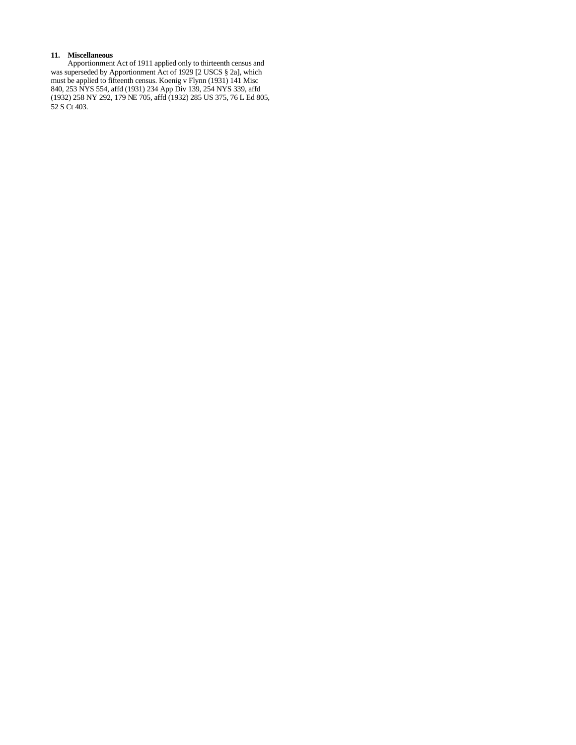**11. Miscellaneous**

Apportionment Act of 1911 applied only to thirteenth census and was superseded by Apportionment Act of 1929 [2 USCS § 2a], which must be applied to fifteenth census. Koenig v Flynn (1931) 141 Misc 840, 253 NYS 554, affd (1931) 234 App Div 139, 254 NYS 339, affd (1932) 258 NY 292, 179 NE 705, affd (1932) 285 US 375, 76 L Ed 805, 52 S Ct 403.